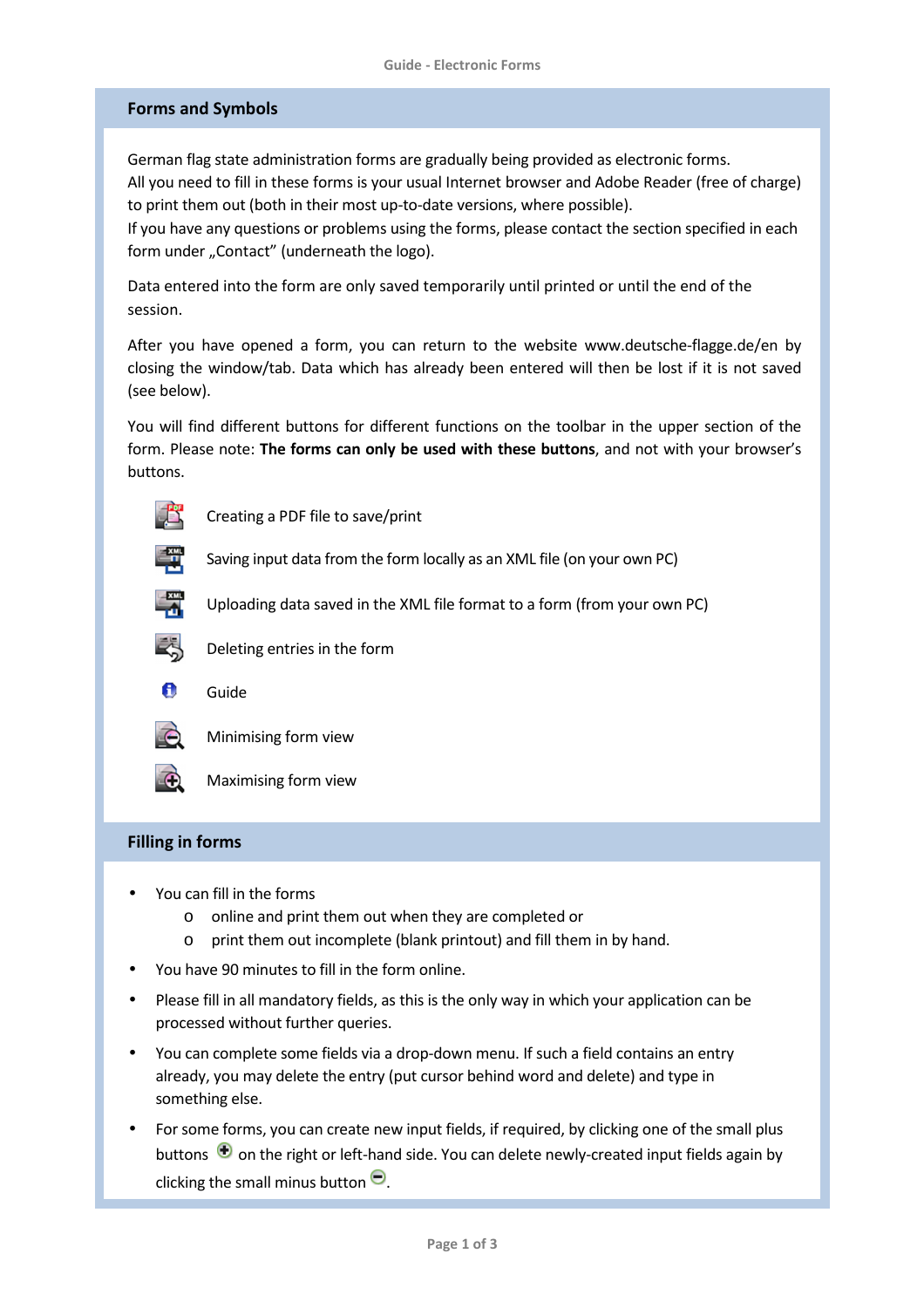## Forms and Symbols

German flag state administration forms are gradually being provided as electronic forms.
All you need to fill in these forms is your usual Internet browser and Adobe Reader (free of charge) to print them out (both in their most up-to-date versions, where possible).
If you have any questions or problems using the forms, please contact the section specified in each form under „Contact" (underneath the logo).

Data entered into the form are only saved temporarily until printed or until the end of the session.

After you have opened a form, you can return to the website www.deutsche-flagge.de/en by closing the window/tab. Data which has already been entered will then be lost if it is not saved (see below).

You will find different buttons for different functions on the toolbar in the upper section of the form. Please note: **The forms can only be used with these buttons**, and not with your browser's buttons.

- Creating a PDF file to save/print
- Saving input data from the form locally as an XML file (on your own PC)
- Uploading data saved in the XML file format to a form (from your own PC)
- Deleting entries in the form
- Guide
- Minimising form view
- Maximising form view

## Filling in forms

- You can fill in the forms
  - online and print them out when they are completed or
  - print them out incomplete (blank printout) and fill them in by hand.
- You have 90 minutes to fill in the form online.
- Please fill in all mandatory fields, as this is the only way in which your application can be processed without further queries.
- You can complete some fields via a drop-down menu. If such a field contains an entry already, you may delete the entry (put cursor behind word and delete) and type in something else.
- For some forms, you can create new input fields, if required, by clicking one of the small plus buttons on the right or left-hand side. You can delete newly-created input fields again by clicking the small minus button.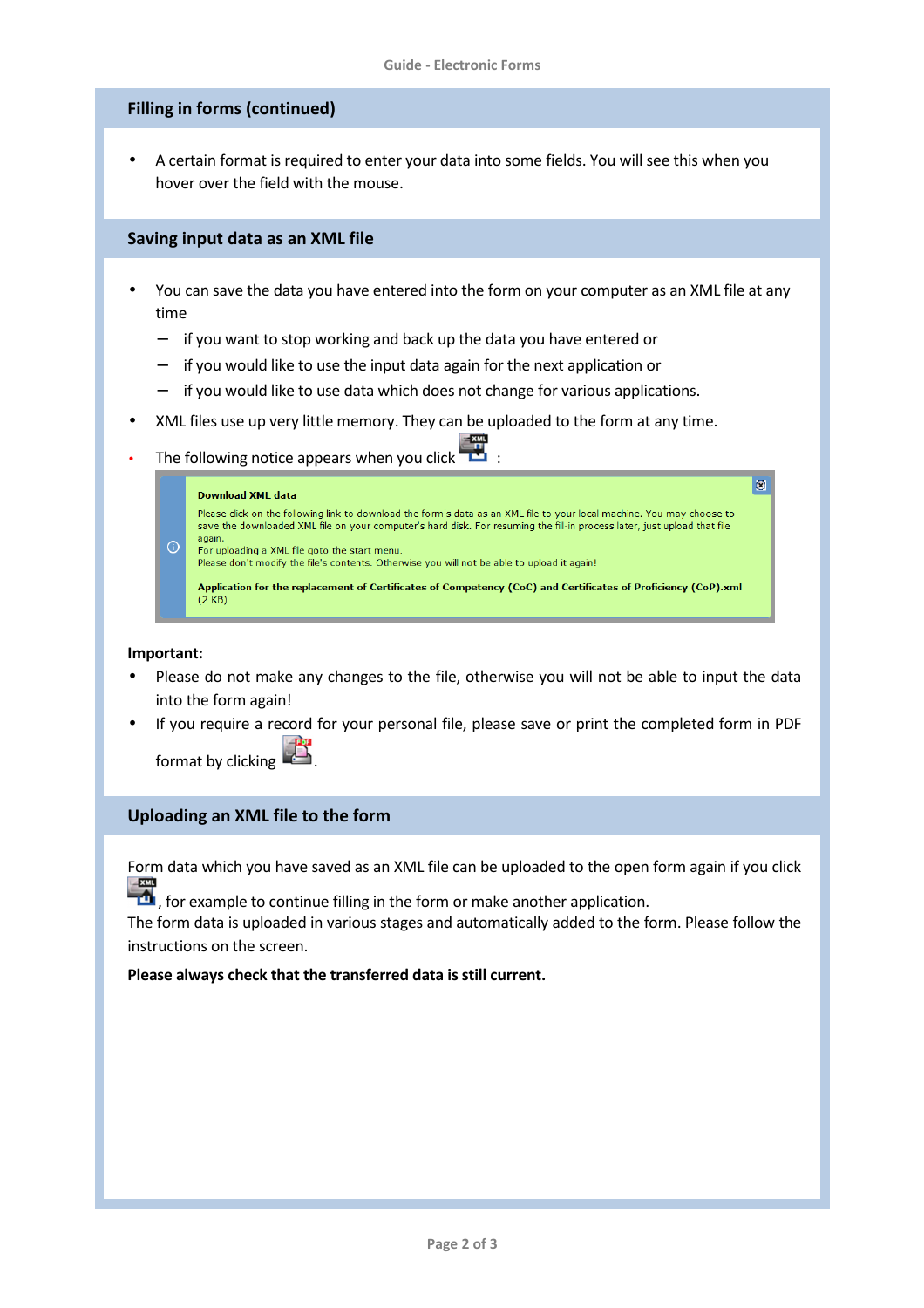## Filling in forms (continued)

- A certain format is required to enter your data into some fields. You will see this when you hover over the field with the mouse.

## Saving input data as an XML file

- You can save the data you have entered into the form on your computer as an XML file at any time
  - if you want to stop working and back up the data you have entered or
  - if you would like to use the input data again for the next application or
  - if you would like to use data which does not change for various applications.
- XML files use up very little memory. They can be uploaded to the form at any time.
- The following notice appears when you click :

> **Download XML data**
>
> Please click on the following link to download the form's data as an XML file to your local machine. You may choose to save the downloaded XML file on your computer's hard disk. For resuming the fill-in process later, just upload that file again.
> For uploading a XML file goto the start menu.
> Please don't modify the file's contents. Otherwise you will not be able to upload it again!
>
> **Application for the replacement of Certificates of Competency (CoC) and Certificates of Proficiency (CoP).xml**
> (2 KB)

**Important:**

- Please do not make any changes to the file, otherwise you will not be able to input the data into the form again!
- If you require a record for your personal file, please save or print the completed form in PDF format by clicking .

## Uploading an XML file to the form

Form data which you have saved as an XML file can be uploaded to the open form again if you click , for example to continue filling in the form or make another application.
The form data is uploaded in various stages and automatically added to the form. Please follow the instructions on the screen.

**Please always check that the transferred data is still current.**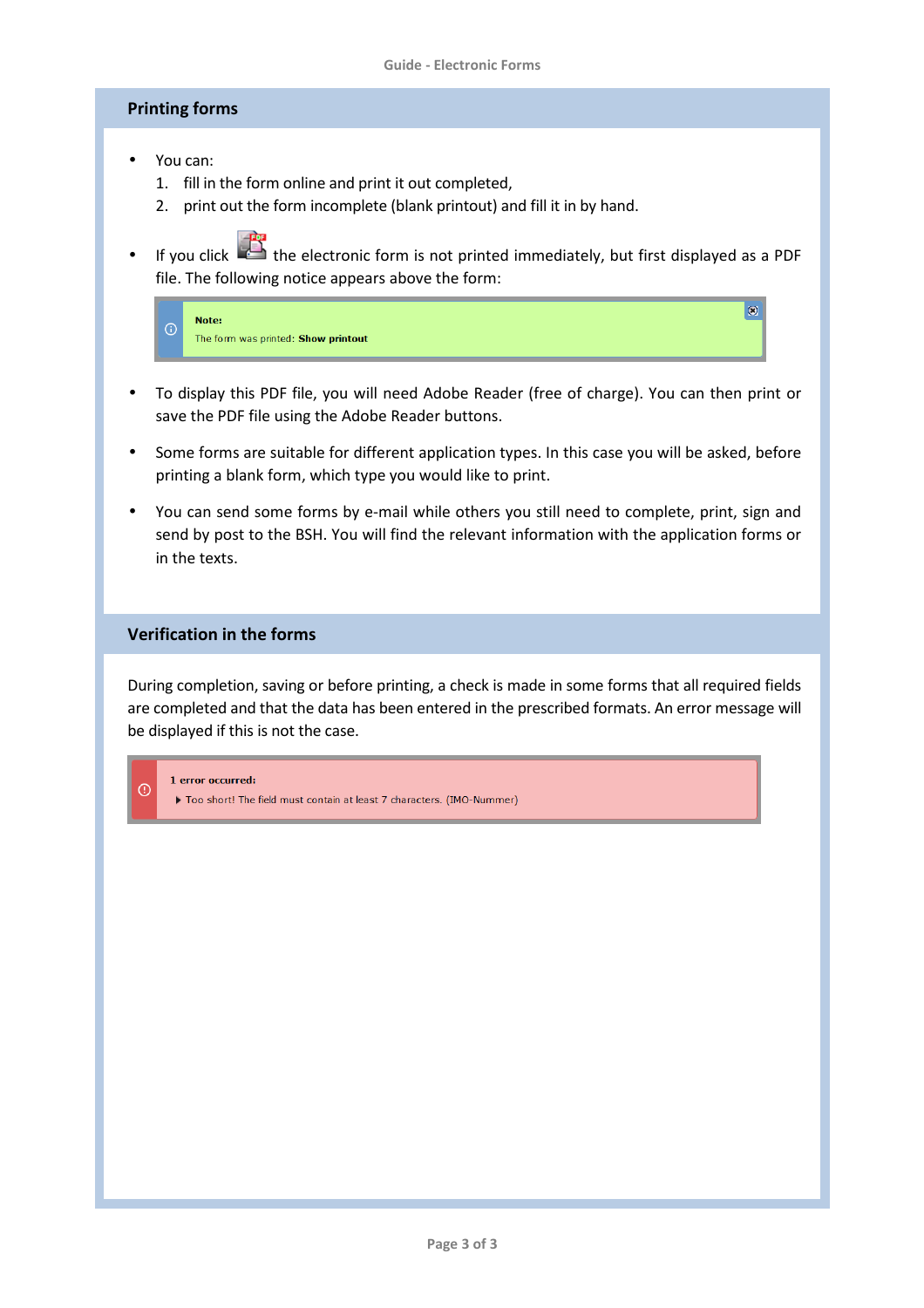## Printing forms

- You can:
  1. fill in the form online and print it out completed,
  2. print out the form incomplete (blank printout) and fill it in by hand.

- If you click the electronic form is not printed immediately, but first displayed as a PDF file. The following notice appears above the form:

  **Note:**
  The form was printed: **Show printout**

- To display this PDF file, you will need Adobe Reader (free of charge). You can then print or save the PDF file using the Adobe Reader buttons.

- Some forms are suitable for different application types. In this case you will be asked, before printing a blank form, which type you would like to print.

- You can send some forms by e-mail while others you still need to complete, print, sign and send by post to the BSH. You will find the relevant information with the application forms or in the texts.

## Verification in the forms

During completion, saving or before printing, a check is made in some forms that all required fields are completed and that the data has been entered in the prescribed formats. An error message will be displayed if this is not the case.

**1 error occurred:**
- Too short! The field must contain at least 7 characters. (IMO-Nummer)